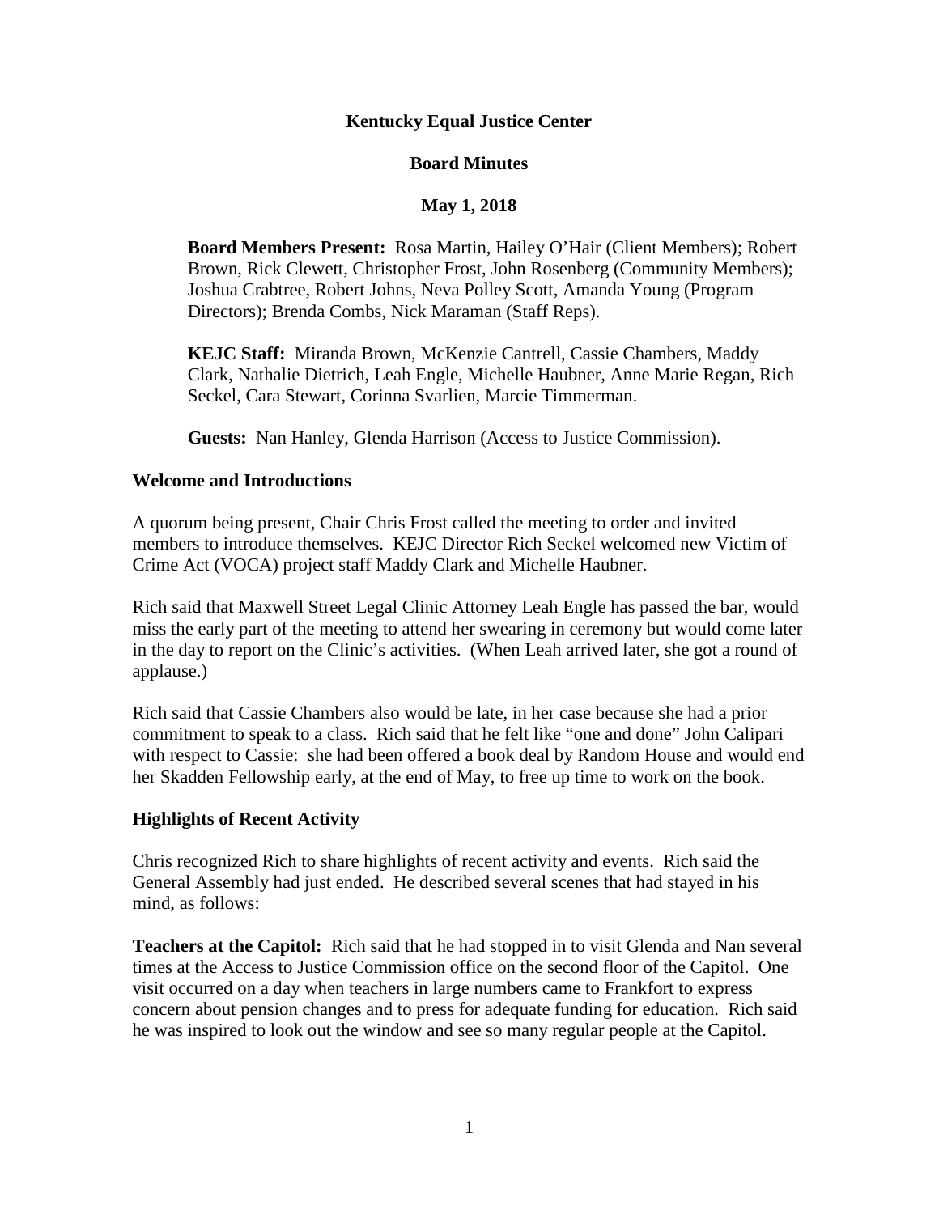# Kentucky Equal Justice Center

## Board Minutes

## May 1, 2018

**Board Members Present:** Rosa Martin, Hailey O'Hair (Client Members); Robert Brown, Rick Clewett, Christopher Frost, John Rosenberg (Community Members); Joshua Crabtree, Robert Johns, Neva Polley Scott, Amanda Young (Program Directors); Brenda Combs, Nick Maraman (Staff Reps).

**KEJC Staff:** Miranda Brown, McKenzie Cantrell, Cassie Chambers, Maddy Clark, Nathalie Dietrich, Leah Engle, Michelle Haubner, Anne Marie Regan, Rich Seckel, Cara Stewart, Corinna Svarlien, Marcie Timmerman.

**Guests:** Nan Hanley, Glenda Harrison (Access to Justice Commission).

### Welcome and Introductions

A quorum being present, Chair Chris Frost called the meeting to order and invited members to introduce themselves. KEJC Director Rich Seckel welcomed new Victim of Crime Act (VOCA) project staff Maddy Clark and Michelle Haubner.

Rich said that Maxwell Street Legal Clinic Attorney Leah Engle has passed the bar, would miss the early part of the meeting to attend her swearing in ceremony but would come later in the day to report on the Clinic's activities. (When Leah arrived later, she got a round of applause.)

Rich said that Cassie Chambers also would be late, in her case because she had a prior commitment to speak to a class. Rich said that he felt like "one and done" John Calipari with respect to Cassie: she had been offered a book deal by Random House and would end her Skadden Fellowship early, at the end of May, to free up time to work on the book.

### Highlights of Recent Activity

Chris recognized Rich to share highlights of recent activity and events. Rich said the General Assembly had just ended. He described several scenes that had stayed in his mind, as follows:

**Teachers at the Capitol:** Rich said that he had stopped in to visit Glenda and Nan several times at the Access to Justice Commission office on the second floor of the Capitol. One visit occurred on a day when teachers in large numbers came to Frankfort to express concern about pension changes and to press for adequate funding for education. Rich said he was inspired to look out the window and see so many regular people at the Capitol.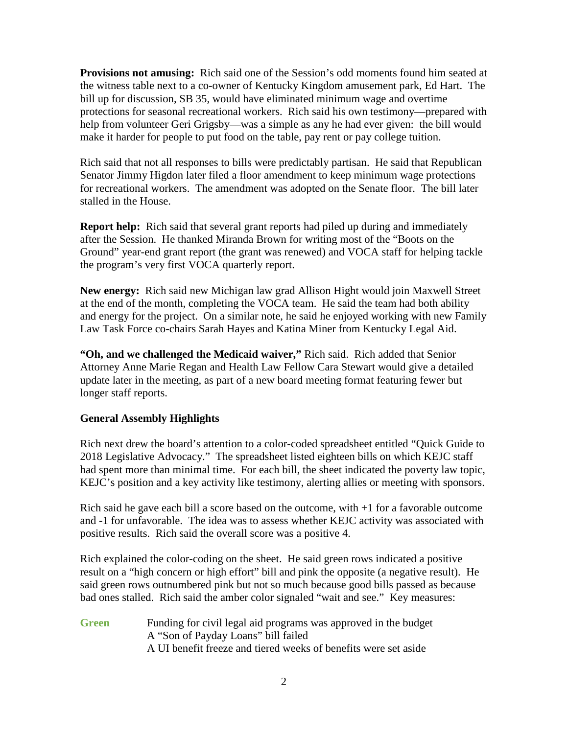**Provisions not amusing:** Rich said one of the Session's odd moments found him seated at the witness table next to a co-owner of Kentucky Kingdom amusement park, Ed Hart. The bill up for discussion, SB 35, would have eliminated minimum wage and overtime protections for seasonal recreational workers. Rich said his own testimony—prepared with help from volunteer Geri Grigsby—was a simple as any he had ever given: the bill would make it harder for people to put food on the table, pay rent or pay college tuition.

Rich said that not all responses to bills were predictably partisan. He said that Republican Senator Jimmy Higdon later filed a floor amendment to keep minimum wage protections for recreational workers. The amendment was adopted on the Senate floor. The bill later stalled in the House.

**Report help:** Rich said that several grant reports had piled up during and immediately after the Session. He thanked Miranda Brown for writing most of the "Boots on the Ground" year-end grant report (the grant was renewed) and VOCA staff for helping tackle the program's very first VOCA quarterly report.

**New energy:** Rich said new Michigan law grad Allison Hight would join Maxwell Street at the end of the month, completing the VOCA team. He said the team had both ability and energy for the project. On a similar note, he said he enjoyed working with new Family Law Task Force co-chairs Sarah Hayes and Katina Miner from Kentucky Legal Aid.

**"Oh, and we challenged the Medicaid waiver,"** Rich said. Rich added that Senior Attorney Anne Marie Regan and Health Law Fellow Cara Stewart would give a detailed update later in the meeting, as part of a new board meeting format featuring fewer but longer staff reports.

### General Assembly Highlights

Rich next drew the board's attention to a color-coded spreadsheet entitled "Quick Guide to 2018 Legislative Advocacy." The spreadsheet listed eighteen bills on which KEJC staff had spent more than minimal time. For each bill, the sheet indicated the poverty law topic, KEJC's position and a key activity like testimony, alerting allies or meeting with sponsors.

Rich said he gave each bill a score based on the outcome, with +1 for a favorable outcome and -1 for unfavorable. The idea was to assess whether KEJC activity was associated with positive results. Rich said the overall score was a positive 4.

Rich explained the color-coding on the sheet. He said green rows indicated a positive result on a "high concern or high effort" bill and pink the opposite (a negative result). He said green rows outnumbered pink but not so much because good bills passed as because bad ones stalled. Rich said the amber color signaled "wait and see." Key measures:

**Green**
- Funding for civil legal aid programs was approved in the budget
- A "Son of Payday Loans" bill failed
- A UI benefit freeze and tiered weeks of benefits were set aside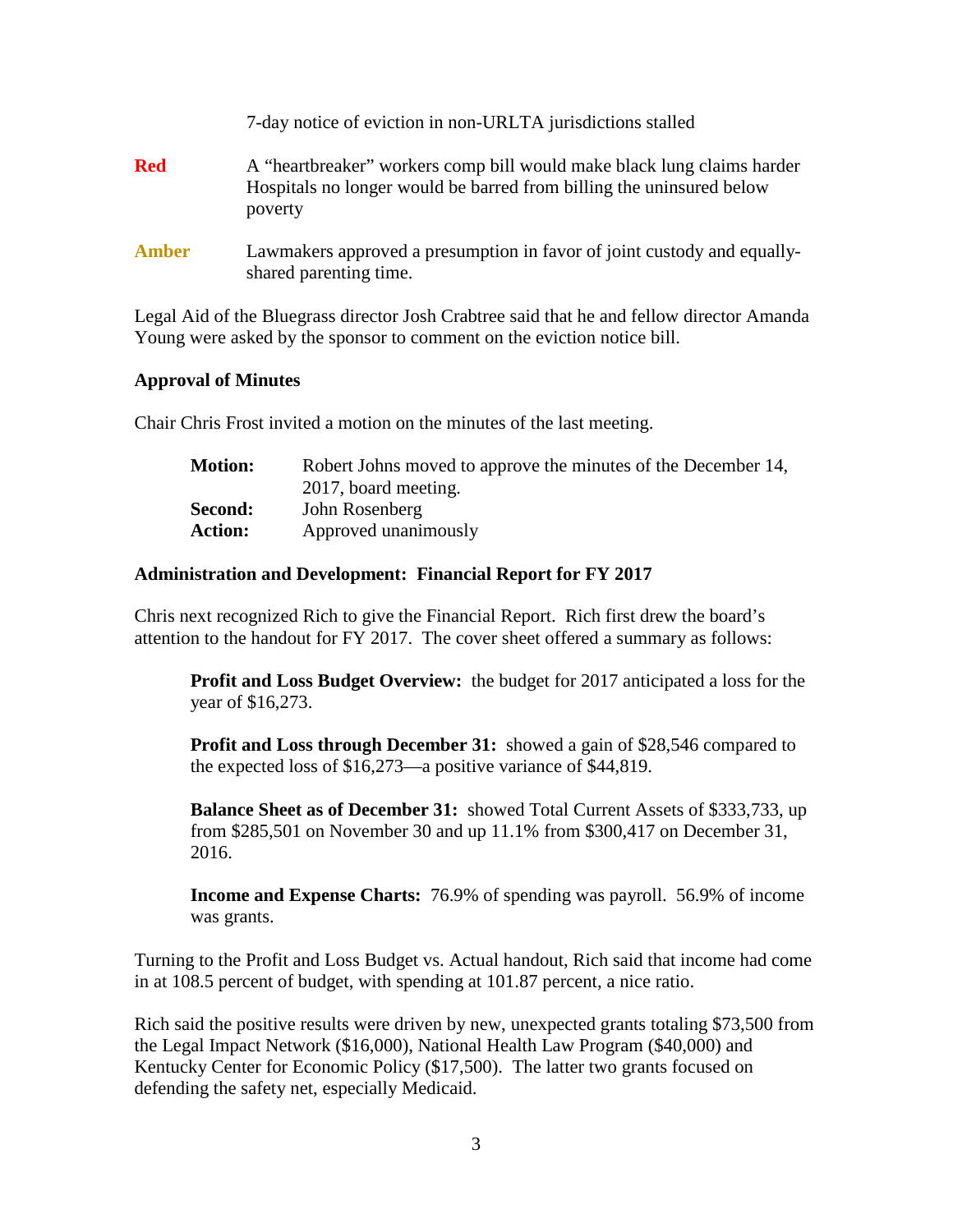7-day notice of eviction in non-URLTA jurisdictions stalled

**Red** A "heartbreaker" workers comp bill would make black lung claims harder
Hospitals no longer would be barred from billing the uninsured below poverty

**Amber** Lawmakers approved a presumption in favor of joint custody and equally-shared parenting time.

Legal Aid of the Bluegrass director Josh Crabtree said that he and fellow director Amanda Young were asked by the sponsor to comment on the eviction notice bill.

**Approval of Minutes**

Chair Chris Frost invited a motion on the minutes of the last meeting.

**Motion:** Robert Johns moved to approve the minutes of the December 14, 2017, board meeting.
**Second:** John Rosenberg
**Action:** Approved unanimously

**Administration and Development: Financial Report for FY 2017**

Chris next recognized Rich to give the Financial Report. Rich first drew the board's attention to the handout for FY 2017. The cover sheet offered a summary as follows:

> **Profit and Loss Budget Overview:** the budget for 2017 anticipated a loss for the year of $16,273.
>
> **Profit and Loss through December 31:** showed a gain of $28,546 compared to the expected loss of $16,273—a positive variance of $44,819.
>
> **Balance Sheet as of December 31:** showed Total Current Assets of $333,733, up from $285,501 on November 30 and up 11.1% from $300,417 on December 31, 2016.
>
> **Income and Expense Charts:** 76.9% of spending was payroll. 56.9% of income was grants.

Turning to the Profit and Loss Budget vs. Actual handout, Rich said that income had come in at 108.5 percent of budget, with spending at 101.87 percent, a nice ratio.

Rich said the positive results were driven by new, unexpected grants totaling $73,500 from the Legal Impact Network ($16,000), National Health Law Program ($40,000) and Kentucky Center for Economic Policy ($17,500). The latter two grants focused on defending the safety net, especially Medicaid.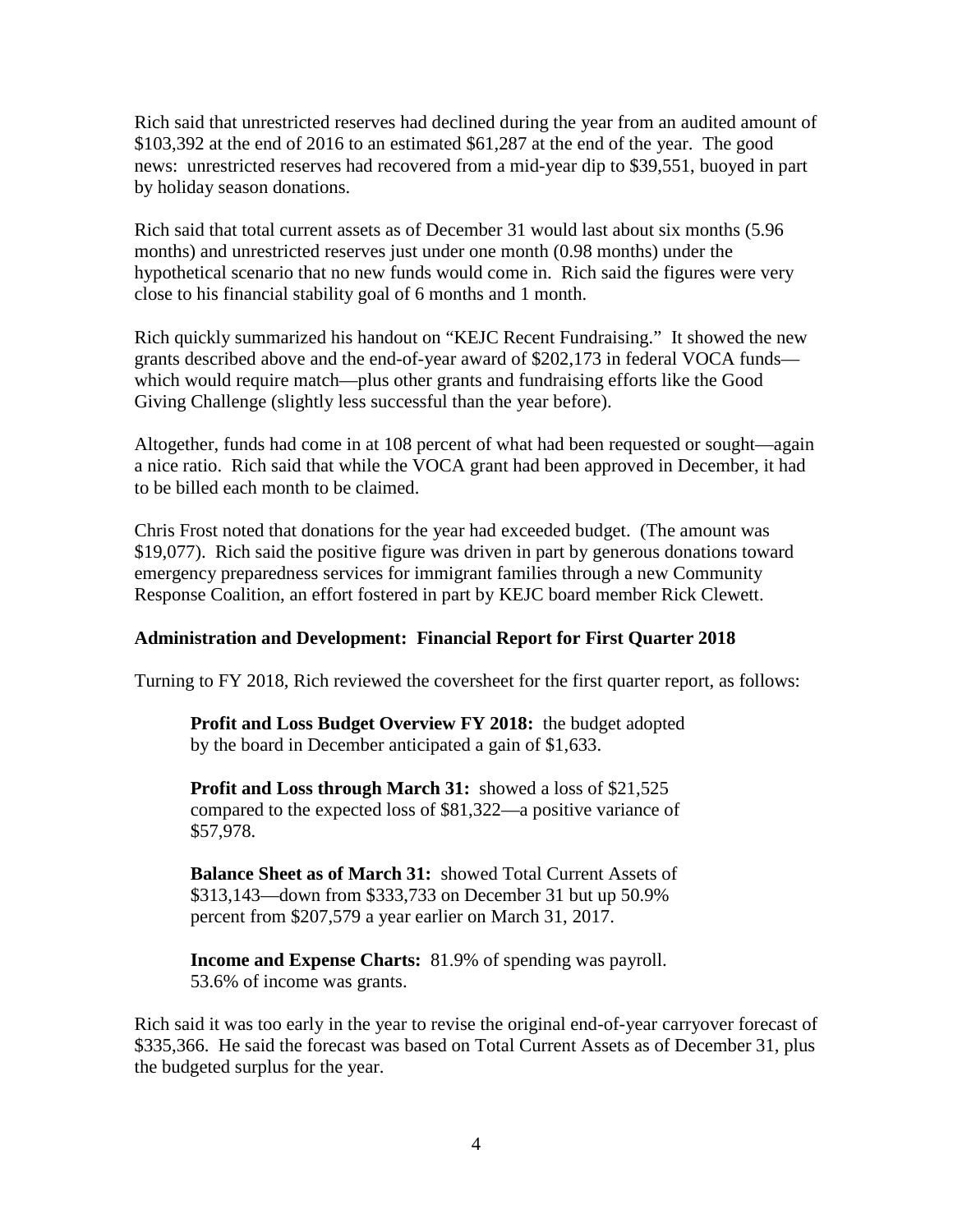Rich said that unrestricted reserves had declined during the year from an audited amount of $103,392 at the end of 2016 to an estimated $61,287 at the end of the year. The good news: unrestricted reserves had recovered from a mid-year dip to $39,551, buoyed in part by holiday season donations.

Rich said that total current assets as of December 31 would last about six months (5.96 months) and unrestricted reserves just under one month (0.98 months) under the hypothetical scenario that no new funds would come in. Rich said the figures were very close to his financial stability goal of 6 months and 1 month.

Rich quickly summarized his handout on "KEJC Recent Fundraising." It showed the new grants described above and the end-of-year award of $202,173 in federal VOCA funds—which would require match—plus other grants and fundraising efforts like the Good Giving Challenge (slightly less successful than the year before).

Altogether, funds had come in at 108 percent of what had been requested or sought—again a nice ratio. Rich said that while the VOCA grant had been approved in December, it had to be billed each month to be claimed.

Chris Frost noted that donations for the year had exceeded budget. (The amount was $19,077). Rich said the positive figure was driven in part by generous donations toward emergency preparedness services for immigrant families through a new Community Response Coalition, an effort fostered in part by KEJC board member Rick Clewett.

**Administration and Development: Financial Report for First Quarter 2018**

Turning to FY 2018, Rich reviewed the coversheet for the first quarter report, as follows:

> **Profit and Loss Budget Overview FY 2018:** the budget adopted by the board in December anticipated a gain of $1,633.
>
> **Profit and Loss through March 31:** showed a loss of $21,525 compared to the expected loss of $81,322—a positive variance of $57,978.
>
> **Balance Sheet as of March 31:** showed Total Current Assets of $313,143—down from $333,733 on December 31 but up 50.9% percent from $207,579 a year earlier on March 31, 2017.
>
> **Income and Expense Charts:** 81.9% of spending was payroll. 53.6% of income was grants.

Rich said it was too early in the year to revise the original end-of-year carryover forecast of $335,366. He said the forecast was based on Total Current Assets as of December 31, plus the budgeted surplus for the year.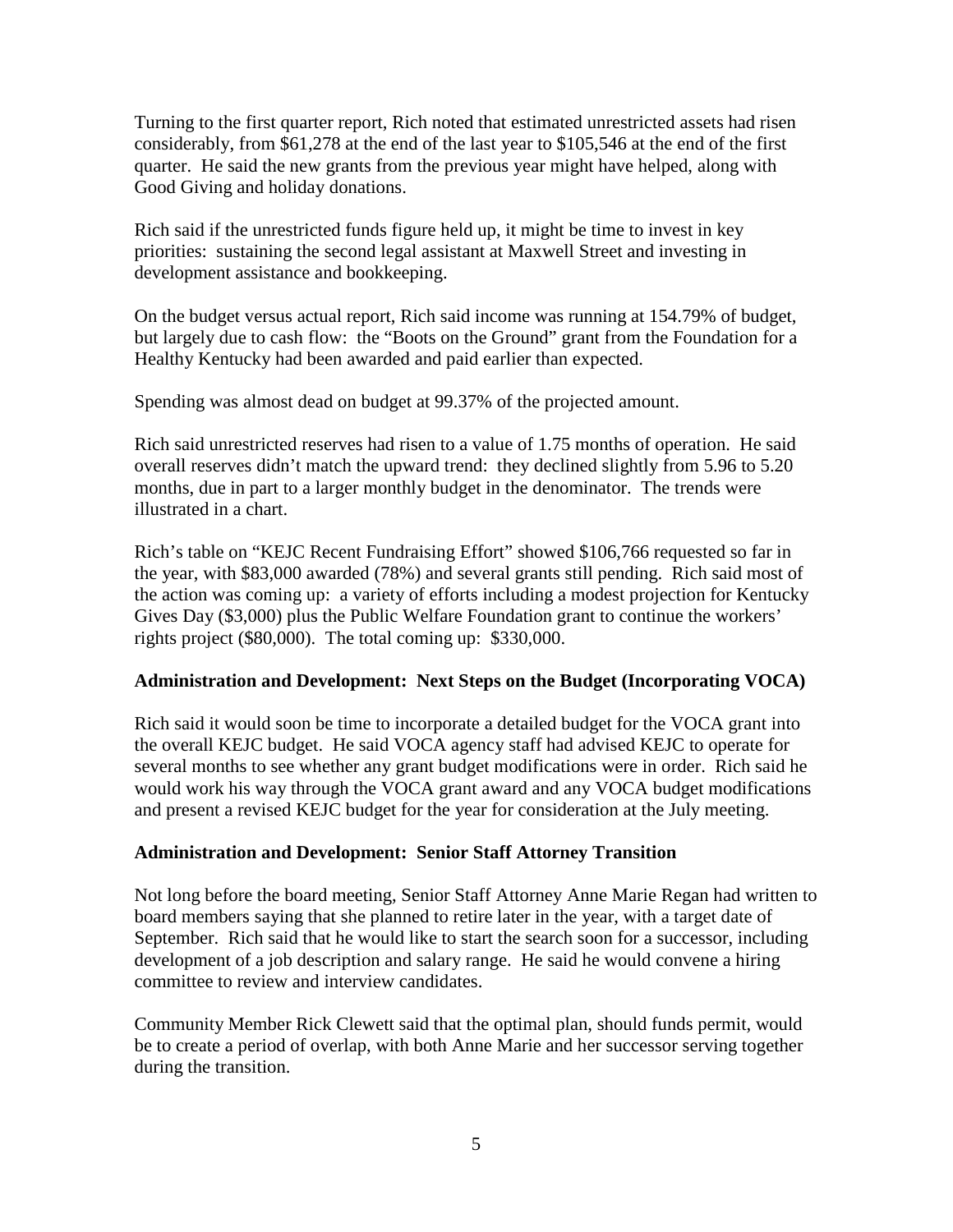Turning to the first quarter report, Rich noted that estimated unrestricted assets had risen considerably, from $61,278 at the end of the last year to $105,546 at the end of the first quarter. He said the new grants from the previous year might have helped, along with Good Giving and holiday donations.

Rich said if the unrestricted funds figure held up, it might be time to invest in key priorities: sustaining the second legal assistant at Maxwell Street and investing in development assistance and bookkeeping.

On the budget versus actual report, Rich said income was running at 154.79% of budget, but largely due to cash flow: the "Boots on the Ground" grant from the Foundation for a Healthy Kentucky had been awarded and paid earlier than expected.

Spending was almost dead on budget at 99.37% of the projected amount.

Rich said unrestricted reserves had risen to a value of 1.75 months of operation. He said overall reserves didn't match the upward trend: they declined slightly from 5.96 to 5.20 months, due in part to a larger monthly budget in the denominator. The trends were illustrated in a chart.

Rich's table on "KEJC Recent Fundraising Effort" showed $106,766 requested so far in the year, with $83,000 awarded (78%) and several grants still pending. Rich said most of the action was coming up: a variety of efforts including a modest projection for Kentucky Gives Day ($3,000) plus the Public Welfare Foundation grant to continue the workers' rights project ($80,000). The total coming up: $330,000.

**Administration and Development: Next Steps on the Budget (Incorporating VOCA)**

Rich said it would soon be time to incorporate a detailed budget for the VOCA grant into the overall KEJC budget. He said VOCA agency staff had advised KEJC to operate for several months to see whether any grant budget modifications were in order. Rich said he would work his way through the VOCA grant award and any VOCA budget modifications and present a revised KEJC budget for the year for consideration at the July meeting.

**Administration and Development: Senior Staff Attorney Transition**

Not long before the board meeting, Senior Staff Attorney Anne Marie Regan had written to board members saying that she planned to retire later in the year, with a target date of September. Rich said that he would like to start the search soon for a successor, including development of a job description and salary range. He said he would convene a hiring committee to review and interview candidates.

Community Member Rick Clewett said that the optimal plan, should funds permit, would be to create a period of overlap, with both Anne Marie and her successor serving together during the transition.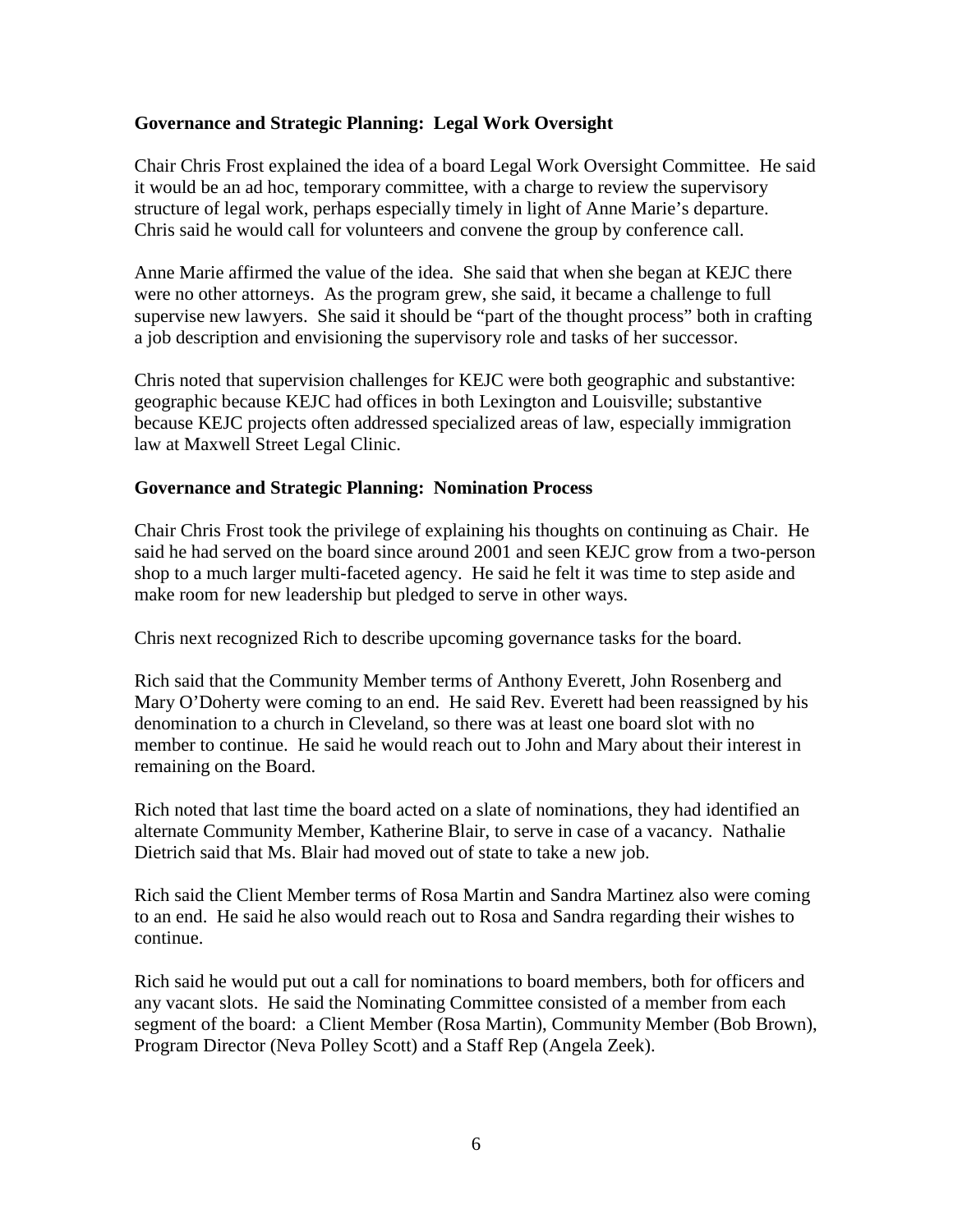**Governance and Strategic Planning: Legal Work Oversight**

Chair Chris Frost explained the idea of a board Legal Work Oversight Committee. He said it would be an ad hoc, temporary committee, with a charge to review the supervisory structure of legal work, perhaps especially timely in light of Anne Marie's departure. Chris said he would call for volunteers and convene the group by conference call.

Anne Marie affirmed the value of the idea. She said that when she began at KEJC there were no other attorneys. As the program grew, she said, it became a challenge to full supervise new lawyers. She said it should be "part of the thought process" both in crafting a job description and envisioning the supervisory role and tasks of her successor.

Chris noted that supervision challenges for KEJC were both geographic and substantive: geographic because KEJC had offices in both Lexington and Louisville; substantive because KEJC projects often addressed specialized areas of law, especially immigration law at Maxwell Street Legal Clinic.

**Governance and Strategic Planning: Nomination Process**

Chair Chris Frost took the privilege of explaining his thoughts on continuing as Chair. He said he had served on the board since around 2001 and seen KEJC grow from a two-person shop to a much larger multi-faceted agency. He said he felt it was time to step aside and make room for new leadership but pledged to serve in other ways.

Chris next recognized Rich to describe upcoming governance tasks for the board.

Rich said that the Community Member terms of Anthony Everett, John Rosenberg and Mary O'Doherty were coming to an end. He said Rev. Everett had been reassigned by his denomination to a church in Cleveland, so there was at least one board slot with no member to continue. He said he would reach out to John and Mary about their interest in remaining on the Board.

Rich noted that last time the board acted on a slate of nominations, they had identified an alternate Community Member, Katherine Blair, to serve in case of a vacancy. Nathalie Dietrich said that Ms. Blair had moved out of state to take a new job.

Rich said the Client Member terms of Rosa Martin and Sandra Martinez also were coming to an end. He said he also would reach out to Rosa and Sandra regarding their wishes to continue.

Rich said he would put out a call for nominations to board members, both for officers and any vacant slots. He said the Nominating Committee consisted of a member from each segment of the board: a Client Member (Rosa Martin), Community Member (Bob Brown), Program Director (Neva Polley Scott) and a Staff Rep (Angela Zeek).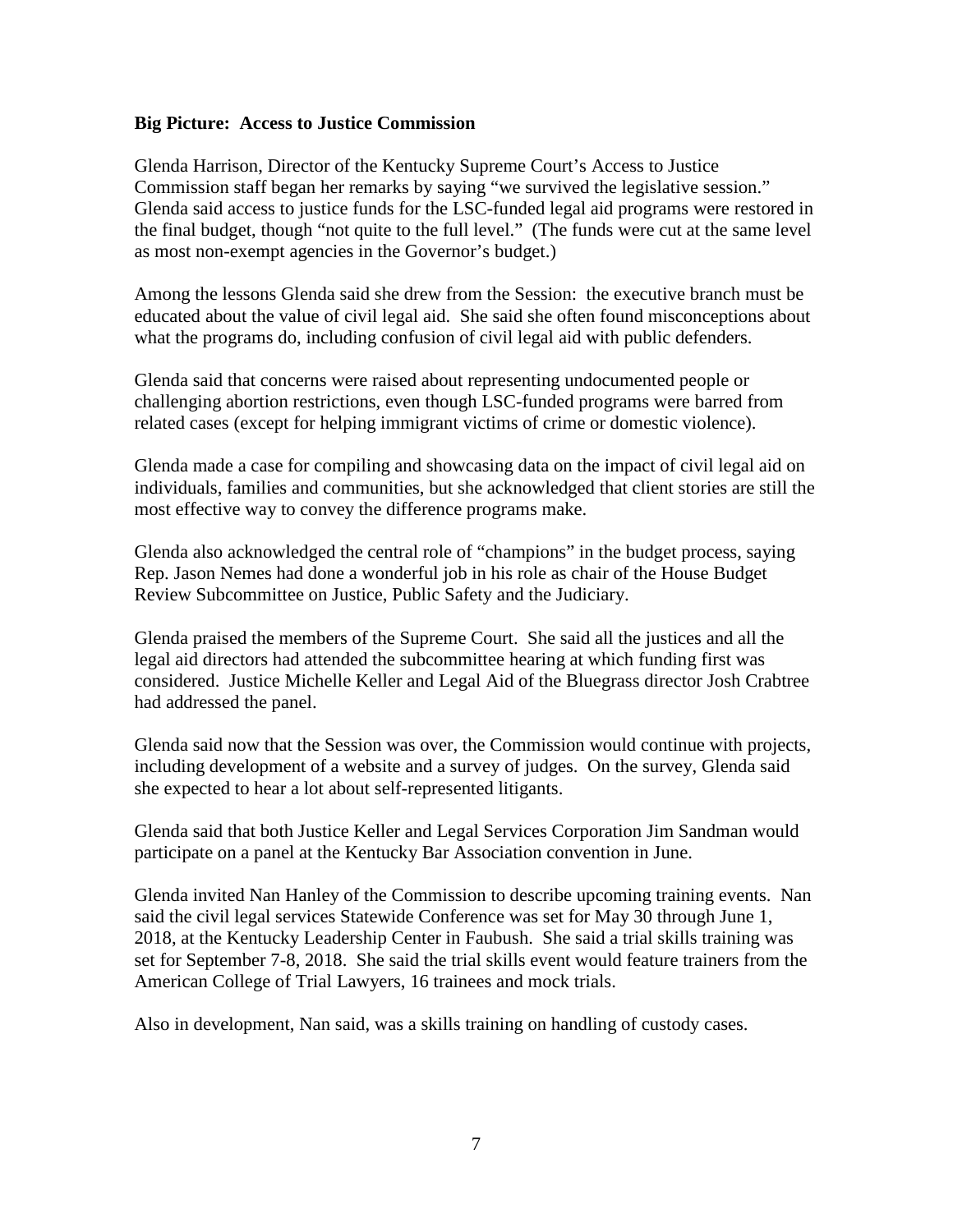**Big Picture: Access to Justice Commission**

Glenda Harrison, Director of the Kentucky Supreme Court's Access to Justice Commission staff began her remarks by saying "we survived the legislative session." Glenda said access to justice funds for the LSC-funded legal aid programs were restored in the final budget, though "not quite to the full level." (The funds were cut at the same level as most non-exempt agencies in the Governor's budget.)

Among the lessons Glenda said she drew from the Session: the executive branch must be educated about the value of civil legal aid. She said she often found misconceptions about what the programs do, including confusion of civil legal aid with public defenders.

Glenda said that concerns were raised about representing undocumented people or challenging abortion restrictions, even though LSC-funded programs were barred from related cases (except for helping immigrant victims of crime or domestic violence).

Glenda made a case for compiling and showcasing data on the impact of civil legal aid on individuals, families and communities, but she acknowledged that client stories are still the most effective way to convey the difference programs make.

Glenda also acknowledged the central role of "champions" in the budget process, saying Rep. Jason Nemes had done a wonderful job in his role as chair of the House Budget Review Subcommittee on Justice, Public Safety and the Judiciary.

Glenda praised the members of the Supreme Court. She said all the justices and all the legal aid directors had attended the subcommittee hearing at which funding first was considered. Justice Michelle Keller and Legal Aid of the Bluegrass director Josh Crabtree had addressed the panel.

Glenda said now that the Session was over, the Commission would continue with projects, including development of a website and a survey of judges. On the survey, Glenda said she expected to hear a lot about self-represented litigants.

Glenda said that both Justice Keller and Legal Services Corporation Jim Sandman would participate on a panel at the Kentucky Bar Association convention in June.

Glenda invited Nan Hanley of the Commission to describe upcoming training events. Nan said the civil legal services Statewide Conference was set for May 30 through June 1, 2018, at the Kentucky Leadership Center in Faubush. She said a trial skills training was set for September 7-8, 2018. She said the trial skills event would feature trainers from the American College of Trial Lawyers, 16 trainees and mock trials.

Also in development, Nan said, was a skills training on handling of custody cases.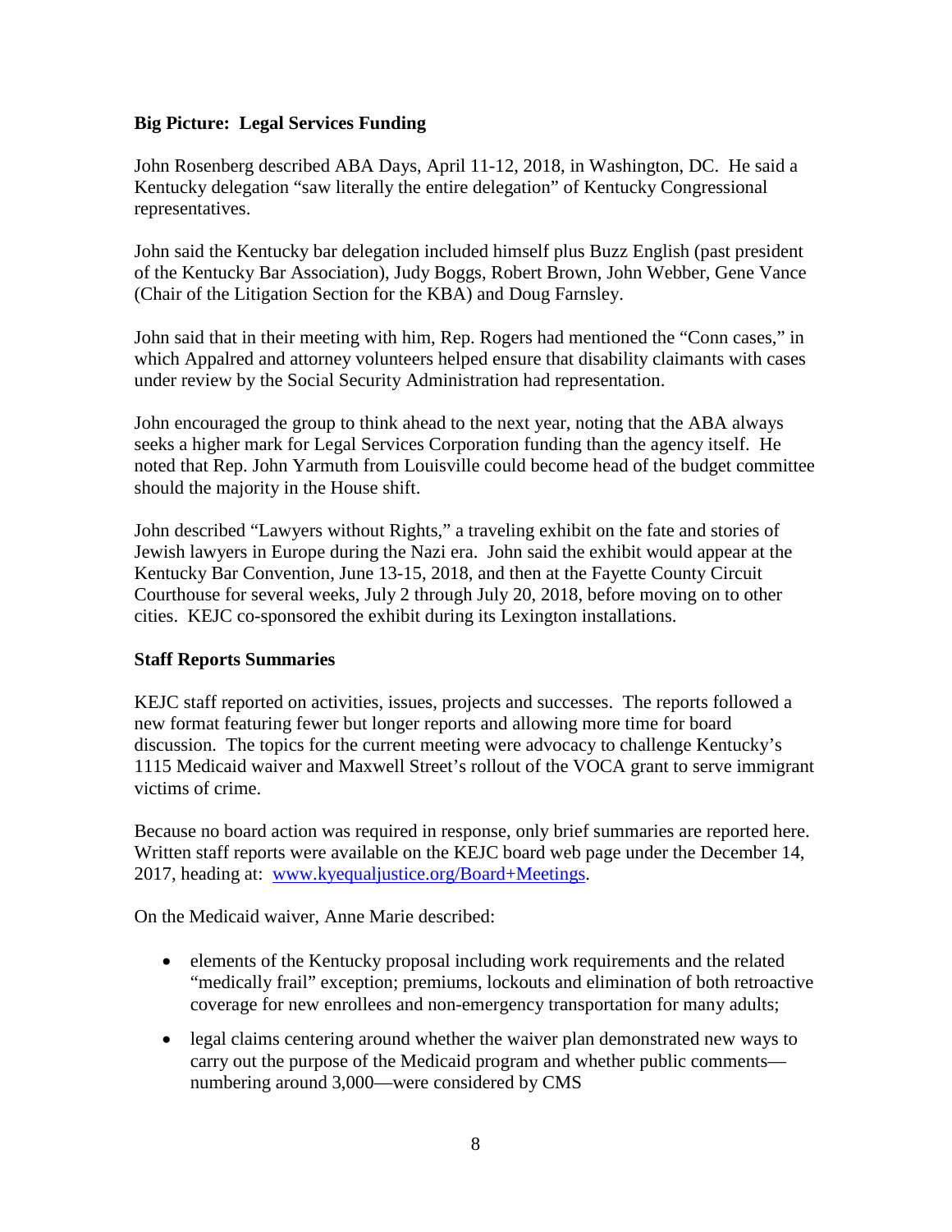**Big Picture: Legal Services Funding**

John Rosenberg described ABA Days, April 11-12, 2018, in Washington, DC. He said a Kentucky delegation "saw literally the entire delegation" of Kentucky Congressional representatives.

John said the Kentucky bar delegation included himself plus Buzz English (past president of the Kentucky Bar Association), Judy Boggs, Robert Brown, John Webber, Gene Vance (Chair of the Litigation Section for the KBA) and Doug Farnsley.

John said that in their meeting with him, Rep. Rogers had mentioned the "Conn cases," in which Appalred and attorney volunteers helped ensure that disability claimants with cases under review by the Social Security Administration had representation.

John encouraged the group to think ahead to the next year, noting that the ABA always seeks a higher mark for Legal Services Corporation funding than the agency itself. He noted that Rep. John Yarmuth from Louisville could become head of the budget committee should the majority in the House shift.

John described "Lawyers without Rights," a traveling exhibit on the fate and stories of Jewish lawyers in Europe during the Nazi era. John said the exhibit would appear at the Kentucky Bar Convention, June 13-15, 2018, and then at the Fayette County Circuit Courthouse for several weeks, July 2 through July 20, 2018, before moving on to other cities. KEJC co-sponsored the exhibit during its Lexington installations.

**Staff Reports Summaries**

KEJC staff reported on activities, issues, projects and successes. The reports followed a new format featuring fewer but longer reports and allowing more time for board discussion. The topics for the current meeting were advocacy to challenge Kentucky's 1115 Medicaid waiver and Maxwell Street's rollout of the VOCA grant to serve immigrant victims of crime.

Because no board action was required in response, only brief summaries are reported here. Written staff reports were available on the KEJC board web page under the December 14, 2017, heading at: [www.kyequaljustice.org/Board+Meetings](http://www.kyequaljustice.org/Board+Meetings).

On the Medicaid waiver, Anne Marie described:

- elements of the Kentucky proposal including work requirements and the related "medically frail" exception; premiums, lockouts and elimination of both retroactive coverage for new enrollees and non-emergency transportation for many adults;
- legal claims centering around whether the waiver plan demonstrated new ways to carry out the purpose of the Medicaid program and whether public comments—numbering around 3,000—were considered by CMS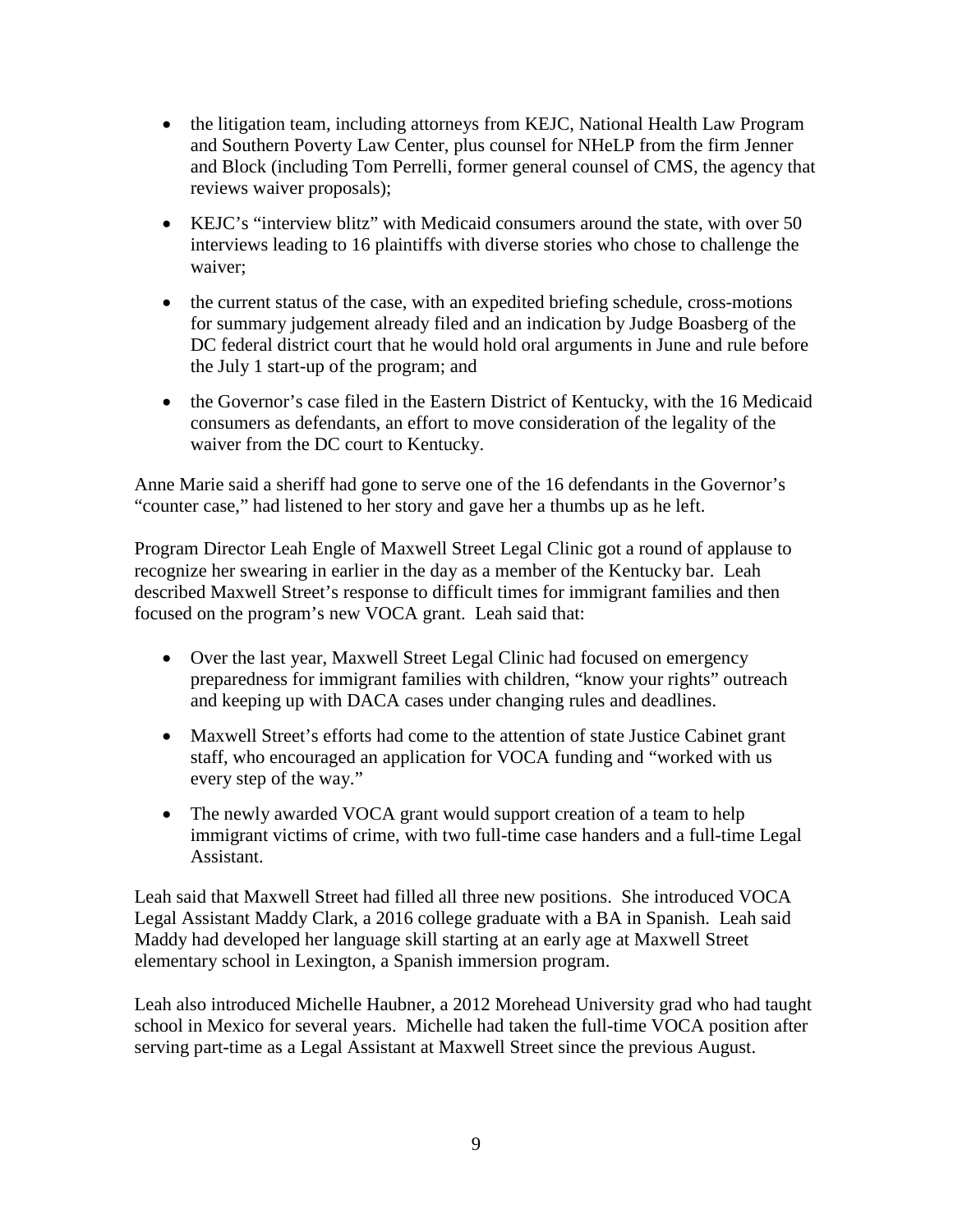- the litigation team, including attorneys from KEJC, National Health Law Program and Southern Poverty Law Center, plus counsel for NHeLP from the firm Jenner and Block (including Tom Perrelli, former general counsel of CMS, the agency that reviews waiver proposals);
- KEJC's "interview blitz" with Medicaid consumers around the state, with over 50 interviews leading to 16 plaintiffs with diverse stories who chose to challenge the waiver;
- the current status of the case, with an expedited briefing schedule, cross-motions for summary judgement already filed and an indication by Judge Boasberg of the DC federal district court that he would hold oral arguments in June and rule before the July 1 start-up of the program; and
- the Governor's case filed in the Eastern District of Kentucky, with the 16 Medicaid consumers as defendants, an effort to move consideration of the legality of the waiver from the DC court to Kentucky.

Anne Marie said a sheriff had gone to serve one of the 16 defendants in the Governor's "counter case," had listened to her story and gave her a thumbs up as he left.

Program Director Leah Engle of Maxwell Street Legal Clinic got a round of applause to recognize her swearing in earlier in the day as a member of the Kentucky bar. Leah described Maxwell Street's response to difficult times for immigrant families and then focused on the program's new VOCA grant. Leah said that:

- Over the last year, Maxwell Street Legal Clinic had focused on emergency preparedness for immigrant families with children, "know your rights" outreach and keeping up with DACA cases under changing rules and deadlines.
- Maxwell Street's efforts had come to the attention of state Justice Cabinet grant staff, who encouraged an application for VOCA funding and "worked with us every step of the way."
- The newly awarded VOCA grant would support creation of a team to help immigrant victims of crime, with two full-time case handers and a full-time Legal Assistant.

Leah said that Maxwell Street had filled all three new positions. She introduced VOCA Legal Assistant Maddy Clark, a 2016 college graduate with a BA in Spanish. Leah said Maddy had developed her language skill starting at an early age at Maxwell Street elementary school in Lexington, a Spanish immersion program.

Leah also introduced Michelle Haubner, a 2012 Morehead University grad who had taught school in Mexico for several years. Michelle had taken the full-time VOCA position after serving part-time as a Legal Assistant at Maxwell Street since the previous August.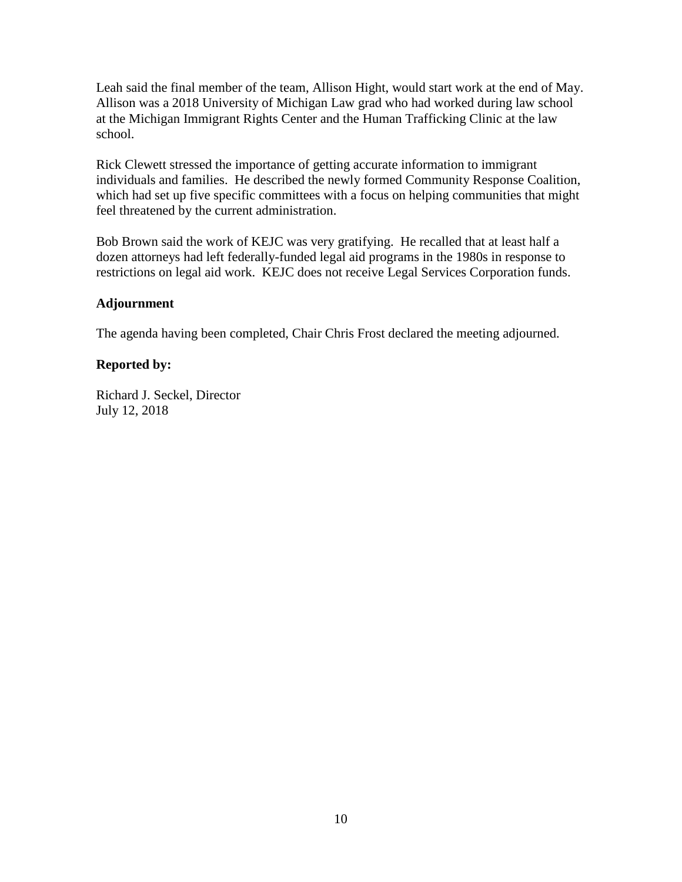Leah said the final member of the team, Allison Hight, would start work at the end of May. Allison was a 2018 University of Michigan Law grad who had worked during law school at the Michigan Immigrant Rights Center and the Human Trafficking Clinic at the law school.

Rick Clewett stressed the importance of getting accurate information to immigrant individuals and families. He described the newly formed Community Response Coalition, which had set up five specific committees with a focus on helping communities that might feel threatened by the current administration.

Bob Brown said the work of KEJC was very gratifying. He recalled that at least half a dozen attorneys had left federally-funded legal aid programs in the 1980s in response to restrictions on legal aid work. KEJC does not receive Legal Services Corporation funds.

**Adjournment**

The agenda having been completed, Chair Chris Frost declared the meeting adjourned.

**Reported by:**

Richard J. Seckel, Director
July 12, 2018